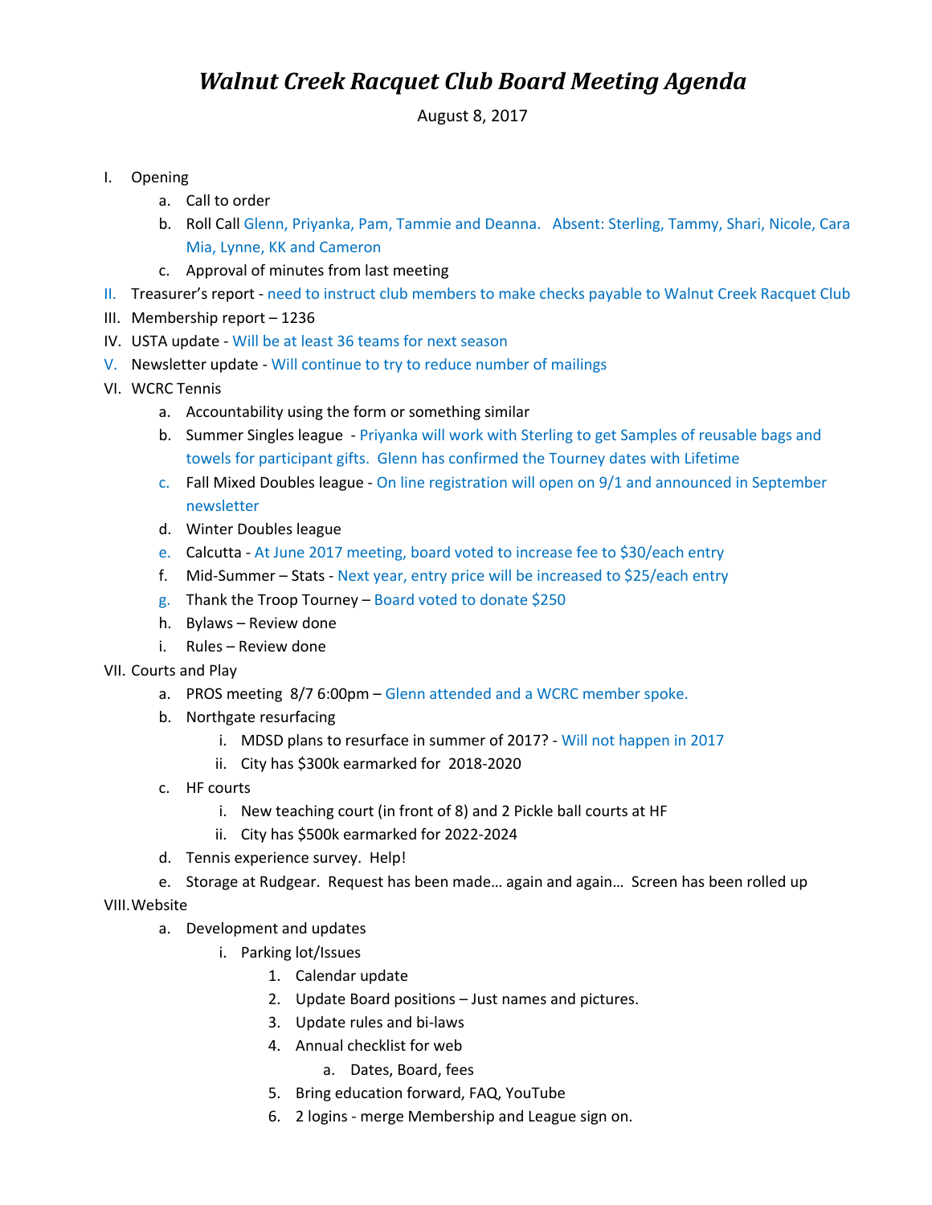# *Walnut Creek Racquet Club Board Meeting Agenda*

August 8, 2017

I. Opening
   a. Call to order
   b. Roll Call Glenn, Priyanka, Pam, Tammie and Deanna.   Absent: Sterling, Tammy, Shari, Nicole, Cara Mia, Lynne, KK and Cameron
   c. Approval of minutes from last meeting

II. Treasurer's report - need to instruct club members to make checks payable to Walnut Creek Racquet Club

III. Membership report – 1236

IV. USTA update - Will be at least 36 teams for next season

V. Newsletter update - Will continue to try to reduce number of mailings

VI. WCRC Tennis
   a. Accountability using the form or something similar
   b. Summer Singles league - Priyanka will work with Sterling to get Samples of reusable bags and towels for participant gifts. Glenn has confirmed the Tourney dates with Lifetime
   c. Fall Mixed Doubles league - On line registration will open on 9/1 and announced in September newsletter
   d. Winter Doubles league
   e. Calcutta - At June 2017 meeting, board voted to increase fee to $30/each entry
   f. Mid-Summer – Stats - Next year, entry price will be increased to $25/each entry
   g. Thank the Troop Tourney – Board voted to donate $250
   h. Bylaws – Review done
   i. Rules – Review done

VII. Courts and Play
   a. PROS meeting 8/7 6:00pm – Glenn attended and a WCRC member spoke.
   b. Northgate resurfacing
      i. MDSD plans to resurface in summer of 2017? - Will not happen in 2017
      ii. City has $300k earmarked for 2018-2020
   c. HF courts
      i. New teaching court (in front of 8) and 2 Pickle ball courts at HF
      ii. City has $500k earmarked for 2022-2024
   d. Tennis experience survey. Help!
   e. Storage at Rudgear. Request has been made… again and again… Screen has been rolled up

VIII. Website
   a. Development and updates
      i. Parking lot/Issues
         1. Calendar update
         2. Update Board positions – Just names and pictures.
         3. Update rules and bi-laws
         4. Annual checklist for web
            a. Dates, Board, fees
         5. Bring education forward, FAQ, YouTube
         6. 2 logins - merge Membership and League sign on.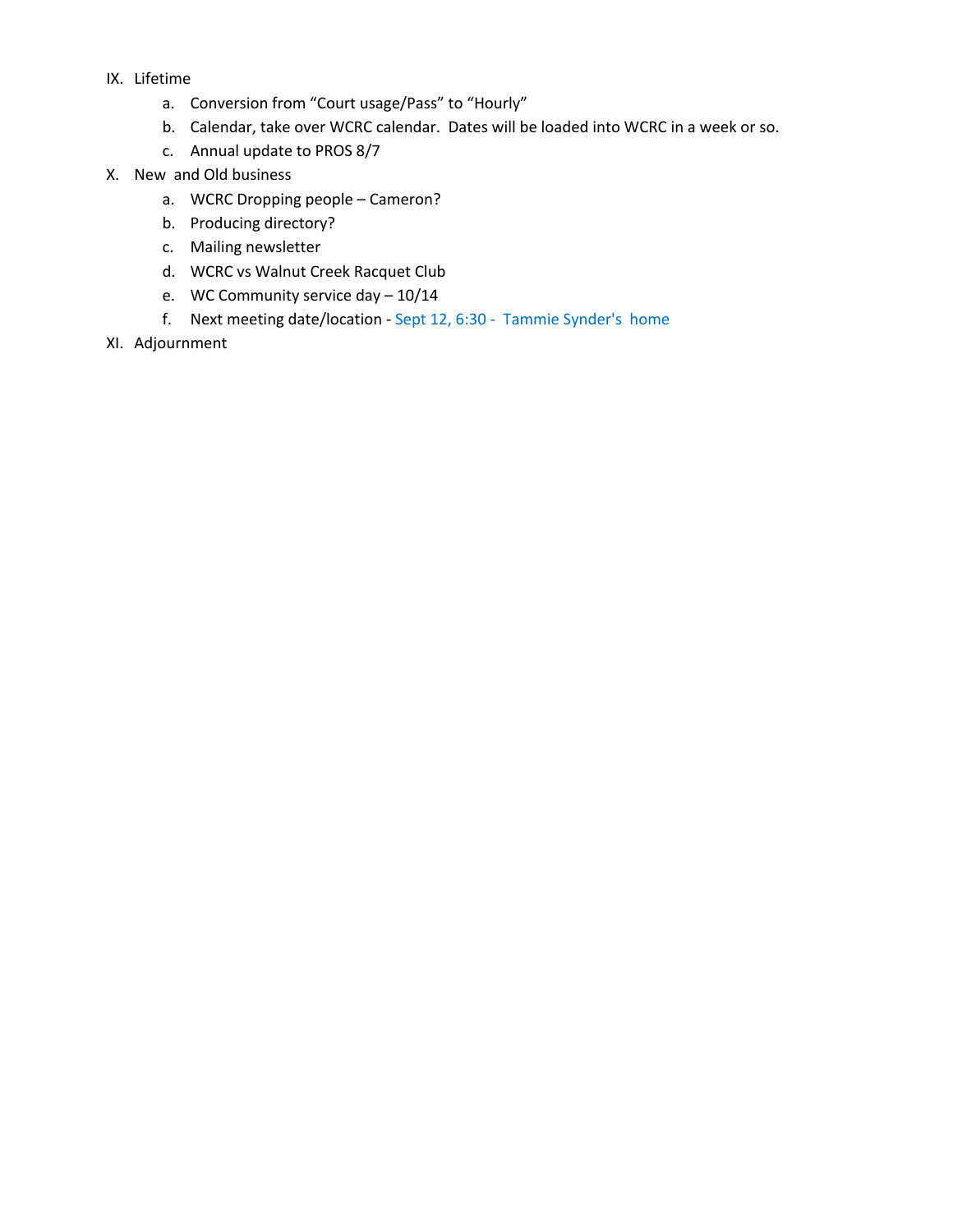IX. Lifetime
   a. Conversion from "Court usage/Pass" to "Hourly"
   b. Calendar, take over WCRC calendar. Dates will be loaded into WCRC in a week or so.
   c. Annual update to PROS 8/7

X. New and Old business
   a. WCRC Dropping people – Cameron?
   b. Producing directory?
   c. Mailing newsletter
   d. WCRC vs Walnut Creek Racquet Club
   e. WC Community service day – 10/14
   f. Next meeting date/location - Sept 12, 6:30 - Tammie Synder's home

XI. Adjournment